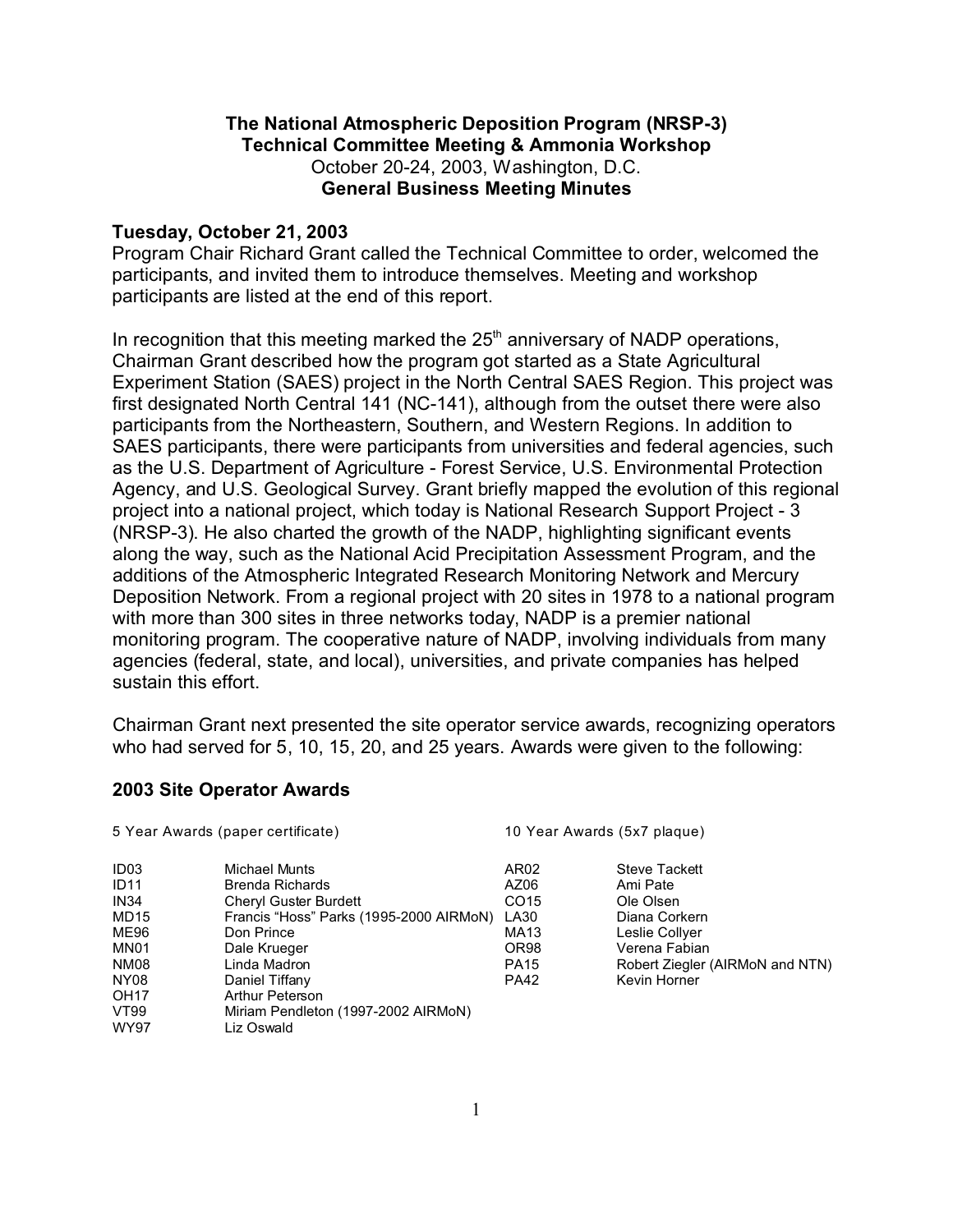# The National Atmospheric Deposition Program (NRSP-3)
## Technical Committee Meeting & Ammonia Workshop
October 20-24, 2003, Washington, D.C.
## General Business Meeting Minutes

### Tuesday, October 21, 2003

Program Chair Richard Grant called the Technical Committee to order, welcomed the participants, and invited them to introduce themselves. Meeting and workshop participants are listed at the end of this report.

In recognition that this meeting marked the 25th anniversary of NADP operations, Chairman Grant described how the program got started as a State Agricultural Experiment Station (SAES) project in the North Central SAES Region. This project was first designated North Central 141 (NC-141), although from the outset there were also participants from the Northeastern, Southern, and Western Regions. In addition to SAES participants, there were participants from universities and federal agencies, such as the U.S. Department of Agriculture - Forest Service, U.S. Environmental Protection Agency, and U.S. Geological Survey. Grant briefly mapped the evolution of this regional project into a national project, which today is National Research Support Project - 3 (NRSP-3). He also charted the growth of the NADP, highlighting significant events along the way, such as the National Acid Precipitation Assessment Program, and the additions of the Atmospheric Integrated Research Monitoring Network and Mercury Deposition Network. From a regional project with 20 sites in 1978 to a national program with more than 300 sites in three networks today, NADP is a premier national monitoring program. The cooperative nature of NADP, involving individuals from many agencies (federal, state, and local), universities, and private companies has helped sustain this effort.

Chairman Grant next presented the site operator service awards, recognizing operators who had served for 5, 10, 15, 20, and 25 years. Awards were given to the following:

### 2003 Site Operator Awards

5 Year Awards (paper certificate)

| Site | Operator |
|---|---|
| ID03 | Michael Munts |
| ID11 | Brenda Richards |
| IN34 | Cheryl Guster Burdett |
| MD15 | Francis “Hoss” Parks (1995-2000 AIRMoN) |
| ME96 | Don Prince |
| MN01 | Dale Krueger |
| NM08 | Linda Madron |
| NY08 | Daniel Tiffany |
| OH17 | Arthur Peterson |
| VT99 | Miriam Pendleton (1997-2002 AIRMoN) |
| WY97 | Liz Oswald |

10 Year Awards (5x7 plaque)

| Site | Operator |
|---|---|
| AR02 | Steve Tackett |
| AZ06 | Ami Pate |
| CO15 | Ole Olsen |
| LA30 | Diana Corkern |
| MA13 | Leslie Collyer |
| OR98 | Verena Fabian |
| PA15 | Robert Ziegler (AIRMoN and NTN) |
| PA42 | Kevin Horner |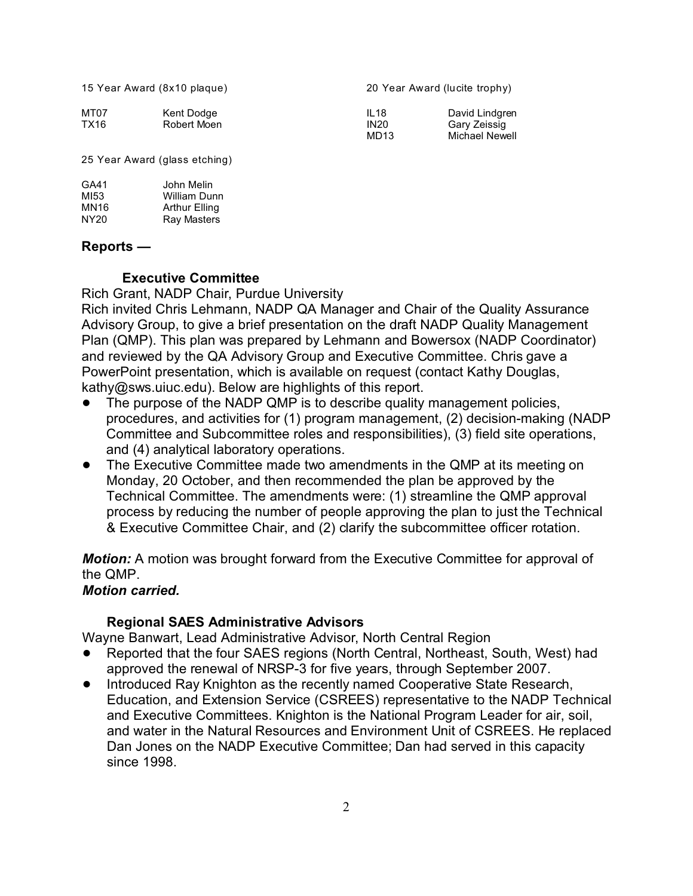15 Year Award (8x10 plaque)

| | |
|---|---|
| MT07 | Kent Dodge |
| TX16 | Robert Moen |

20 Year Award (lucite trophy)

| | |
|---|---|
| IL18 | David Lindgren |
| IN20 | Gary Zeissig |
| MD13 | Michael Newell |

25 Year Award (glass etching)

| | |
|---|---|
| GA41 | John Melin |
| MI53 | William Dunn |
| MN16 | Arthur Elling |
| NY20 | Ray Masters |

## Reports —

### Executive Committee

Rich Grant, NADP Chair, Purdue University

Rich invited Chris Lehmann, NADP QA Manager and Chair of the Quality Assurance Advisory Group, to give a brief presentation on the draft NADP Quality Management Plan (QMP). This plan was prepared by Lehmann and Bowersox (NADP Coordinator) and reviewed by the QA Advisory Group and Executive Committee. Chris gave a PowerPoint presentation, which is available on request (contact Kathy Douglas, kathy@sws.uiuc.edu). Below are highlights of this report.

- The purpose of the NADP QMP is to describe quality management policies, procedures, and activities for (1) program management, (2) decision-making (NADP Committee and Subcommittee roles and responsibilities), (3) field site operations, and (4) analytical laboratory operations.
- The Executive Committee made two amendments in the QMP at its meeting on Monday, 20 October, and then recommended the plan be approved by the Technical Committee. The amendments were: (1) streamline the QMP approval process by reducing the number of people approving the plan to just the Technical & Executive Committee Chair, and (2) clarify the subcommittee officer rotation.

***Motion:*** A motion was brought forward from the Executive Committee for approval of the QMP.
***Motion carried.***

### Regional SAES Administrative Advisors

Wayne Banwart, Lead Administrative Advisor, North Central Region

- Reported that the four SAES regions (North Central, Northeast, South, West) had approved the renewal of NRSP-3 for five years, through September 2007.
- Introduced Ray Knighton as the recently named Cooperative State Research, Education, and Extension Service (CSREES) representative to the NADP Technical and Executive Committees. Knighton is the National Program Leader for air, soil, and water in the Natural Resources and Environment Unit of CSREES. He replaced Dan Jones on the NADP Executive Committee; Dan had served in this capacity since 1998.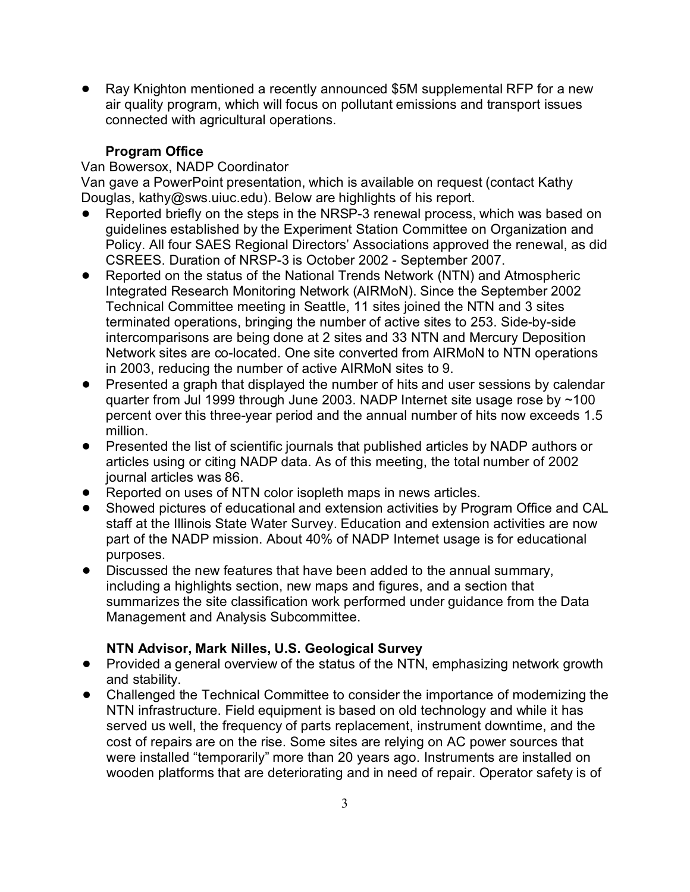- Ray Knighton mentioned a recently announced $5M supplemental RFP for a new air quality program, which will focus on pollutant emissions and transport issues connected with agricultural operations.

### Program Office

Van Bowersox, NADP Coordinator

Van gave a PowerPoint presentation, which is available on request (contact Kathy Douglas, kathy@sws.uiuc.edu). Below are highlights of his report.

- Reported briefly on the steps in the NRSP-3 renewal process, which was based on guidelines established by the Experiment Station Committee on Organization and Policy. All four SAES Regional Directors' Associations approved the renewal, as did CSREES. Duration of NRSP-3 is October 2002 - September 2007.
- Reported on the status of the National Trends Network (NTN) and Atmospheric Integrated Research Monitoring Network (AIRMoN). Since the September 2002 Technical Committee meeting in Seattle, 11 sites joined the NTN and 3 sites terminated operations, bringing the number of active sites to 253. Side-by-side intercomparisons are being done at 2 sites and 33 NTN and Mercury Deposition Network sites are co-located. One site converted from AIRMoN to NTN operations in 2003, reducing the number of active AIRMoN sites to 9.
- Presented a graph that displayed the number of hits and user sessions by calendar quarter from Jul 1999 through June 2003. NADP Internet site usage rose by ~100 percent over this three-year period and the annual number of hits now exceeds 1.5 million.
- Presented the list of scientific journals that published articles by NADP authors or articles using or citing NADP data. As of this meeting, the total number of 2002 journal articles was 86.
- Reported on uses of NTN color isopleth maps in news articles.
- Showed pictures of educational and extension activities by Program Office and CAL staff at the Illinois State Water Survey. Education and extension activities are now part of the NADP mission. About 40% of NADP Internet usage is for educational purposes.
- Discussed the new features that have been added to the annual summary, including a highlights section, new maps and figures, and a section that summarizes the site classification work performed under guidance from the Data Management and Analysis Subcommittee.

### NTN Advisor, Mark Nilles, U.S. Geological Survey

- Provided a general overview of the status of the NTN, emphasizing network growth and stability.
- Challenged the Technical Committee to consider the importance of modernizing the NTN infrastructure. Field equipment is based on old technology and while it has served us well, the frequency of parts replacement, instrument downtime, and the cost of repairs are on the rise. Some sites are relying on AC power sources that were installed "temporarily" more than 20 years ago. Instruments are installed on wooden platforms that are deteriorating and in need of repair. Operator safety is of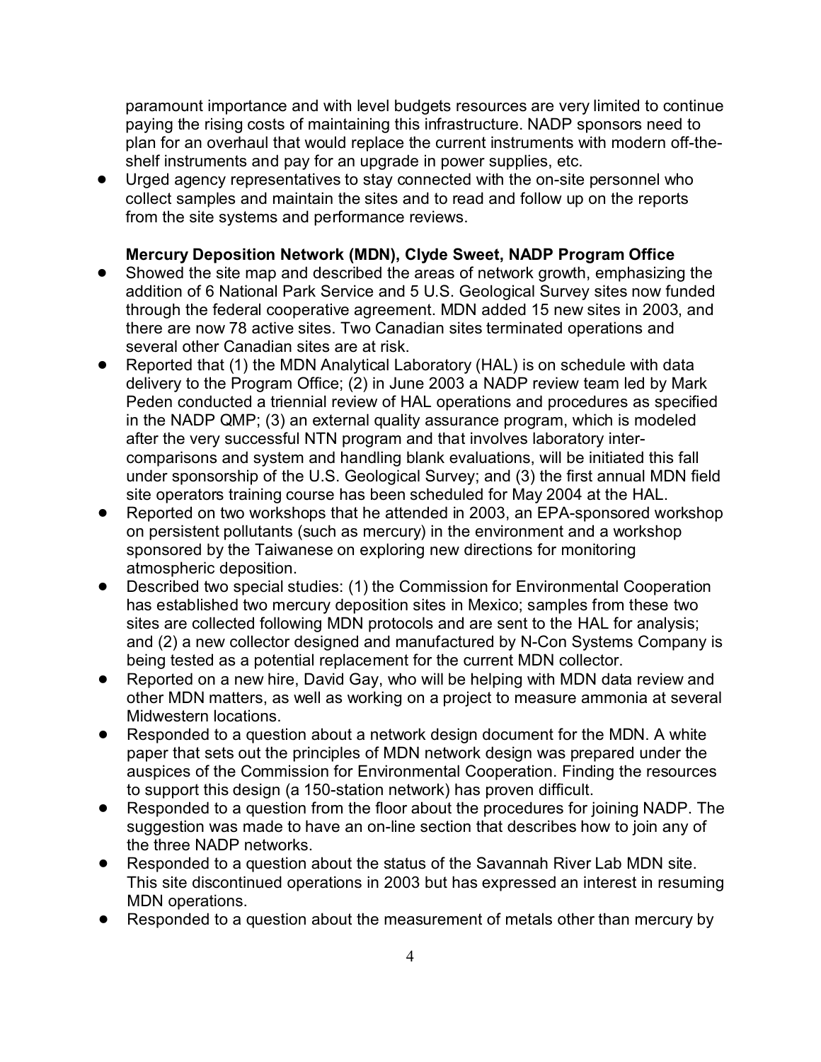paramount importance and with level budgets resources are very limited to continue paying the rising costs of maintaining this infrastructure. NADP sponsors need to plan for an overhaul that would replace the current instruments with modern off-the-shelf instruments and pay for an upgrade in power supplies, etc.

- Urged agency representatives to stay connected with the on-site personnel who collect samples and maintain the sites and to read and follow up on the reports from the site systems and performance reviews.

**Mercury Deposition Network (MDN), Clyde Sweet, NADP Program Office**

- Showed the site map and described the areas of network growth, emphasizing the addition of 6 National Park Service and 5 U.S. Geological Survey sites now funded through the federal cooperative agreement. MDN added 15 new sites in 2003, and there are now 78 active sites. Two Canadian sites terminated operations and several other Canadian sites are at risk.
- Reported that (1) the MDN Analytical Laboratory (HAL) is on schedule with data delivery to the Program Office; (2) in June 2003 a NADP review team led by Mark Peden conducted a triennial review of HAL operations and procedures as specified in the NADP QMP; (3) an external quality assurance program, which is modeled after the very successful NTN program and that involves laboratory inter-comparisons and system and handling blank evaluations, will be initiated this fall under sponsorship of the U.S. Geological Survey; and (3) the first annual MDN field site operators training course has been scheduled for May 2004 at the HAL.
- Reported on two workshops that he attended in 2003, an EPA-sponsored workshop on persistent pollutants (such as mercury) in the environment and a workshop sponsored by the Taiwanese on exploring new directions for monitoring atmospheric deposition.
- Described two special studies: (1) the Commission for Environmental Cooperation has established two mercury deposition sites in Mexico; samples from these two sites are collected following MDN protocols and are sent to the HAL for analysis; and (2) a new collector designed and manufactured by N-Con Systems Company is being tested as a potential replacement for the current MDN collector.
- Reported on a new hire, David Gay, who will be helping with MDN data review and other MDN matters, as well as working on a project to measure ammonia at several Midwestern locations.
- Responded to a question about a network design document for the MDN. A white paper that sets out the principles of MDN network design was prepared under the auspices of the Commission for Environmental Cooperation. Finding the resources to support this design (a 150-station network) has proven difficult.
- Responded to a question from the floor about the procedures for joining NADP. The suggestion was made to have an on-line section that describes how to join any of the three NADP networks.
- Responded to a question about the status of the Savannah River Lab MDN site. This site discontinued operations in 2003 but has expressed an interest in resuming MDN operations.
- Responded to a question about the measurement of metals other than mercury by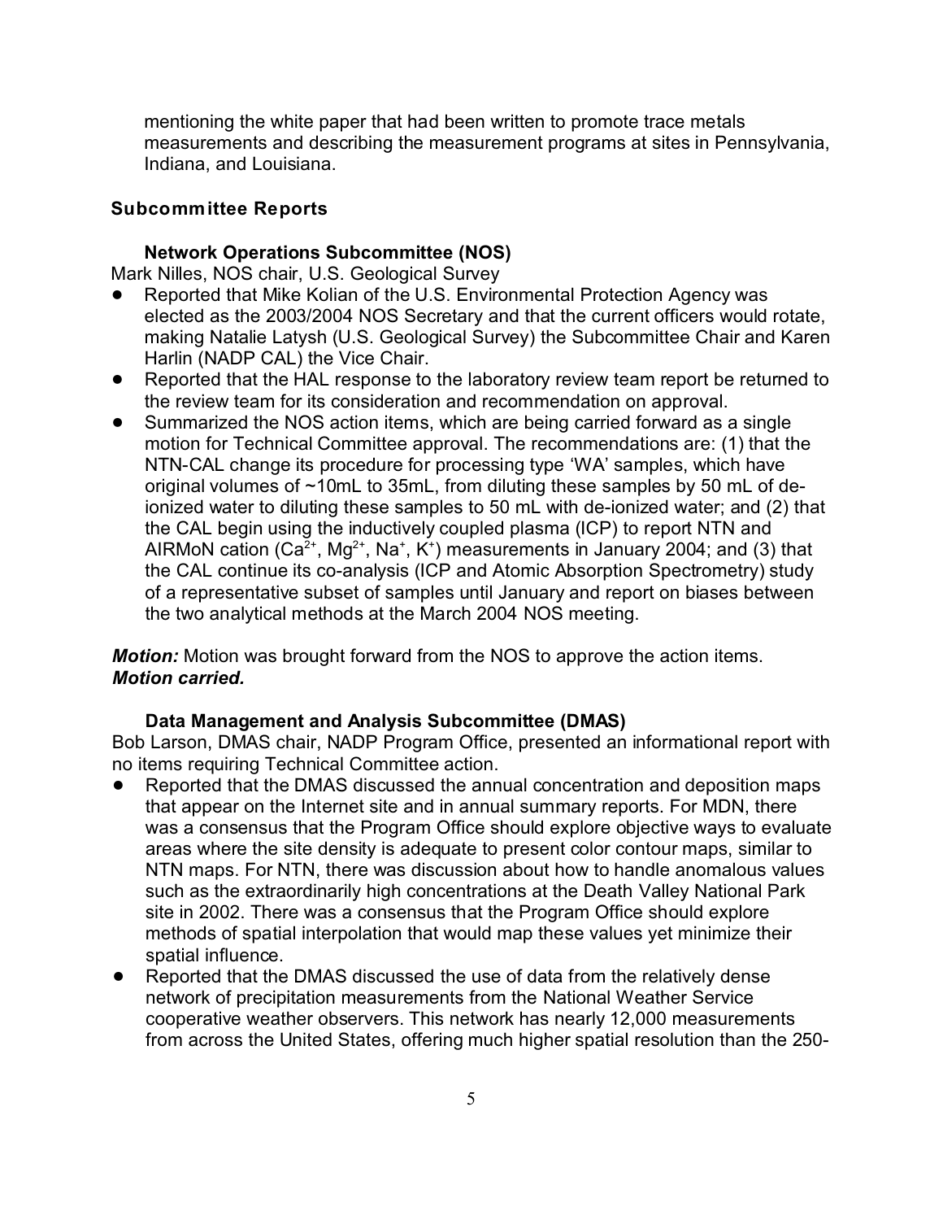mentioning the white paper that had been written to promote trace metals measurements and describing the measurement programs at sites in Pennsylvania, Indiana, and Louisiana.

## Subcommittee Reports

### Network Operations Subcommittee (NOS)

Mark Nilles, NOS chair, U.S. Geological Survey

- Reported that Mike Kolian of the U.S. Environmental Protection Agency was elected as the 2003/2004 NOS Secretary and that the current officers would rotate, making Natalie Latysh (U.S. Geological Survey) the Subcommittee Chair and Karen Harlin (NADP CAL) the Vice Chair.
- Reported that the HAL response to the laboratory review team report be returned to the review team for its consideration and recommendation on approval.
- Summarized the NOS action items, which are being carried forward as a single motion for Technical Committee approval. The recommendations are: (1) that the NTN-CAL change its procedure for processing type 'WA' samples, which have original volumes of ~10mL to 35mL, from diluting these samples by 50 mL of de-ionized water to diluting these samples to 50 mL with de-ionized water; and (2) that the CAL begin using the inductively coupled plasma (ICP) to report NTN and AIRMoN cation ($Ca^{2+}$, $Mg^{2+}$, $Na^{+}$, $K^{+}$) measurements in January 2004; and (3) that the CAL continue its co-analysis (ICP and Atomic Absorption Spectrometry) study of a representative subset of samples until January and report on biases between the two analytical methods at the March 2004 NOS meeting.

***Motion:*** Motion was brought forward from the NOS to approve the action items.
***Motion carried.***

### Data Management and Analysis Subcommittee (DMAS)

Bob Larson, DMAS chair, NADP Program Office, presented an informational report with no items requiring Technical Committee action.

- Reported that the DMAS discussed the annual concentration and deposition maps that appear on the Internet site and in annual summary reports. For MDN, there was a consensus that the Program Office should explore objective ways to evaluate areas where the site density is adequate to present color contour maps, similar to NTN maps. For NTN, there was discussion about how to handle anomalous values such as the extraordinarily high concentrations at the Death Valley National Park site in 2002. There was a consensus that the Program Office should explore methods of spatial interpolation that would map these values yet minimize their spatial influence.
- Reported that the DMAS discussed the use of data from the relatively dense network of precipitation measurements from the National Weather Service cooperative weather observers. This network has nearly 12,000 measurements from across the United States, offering much higher spatial resolution than the 250-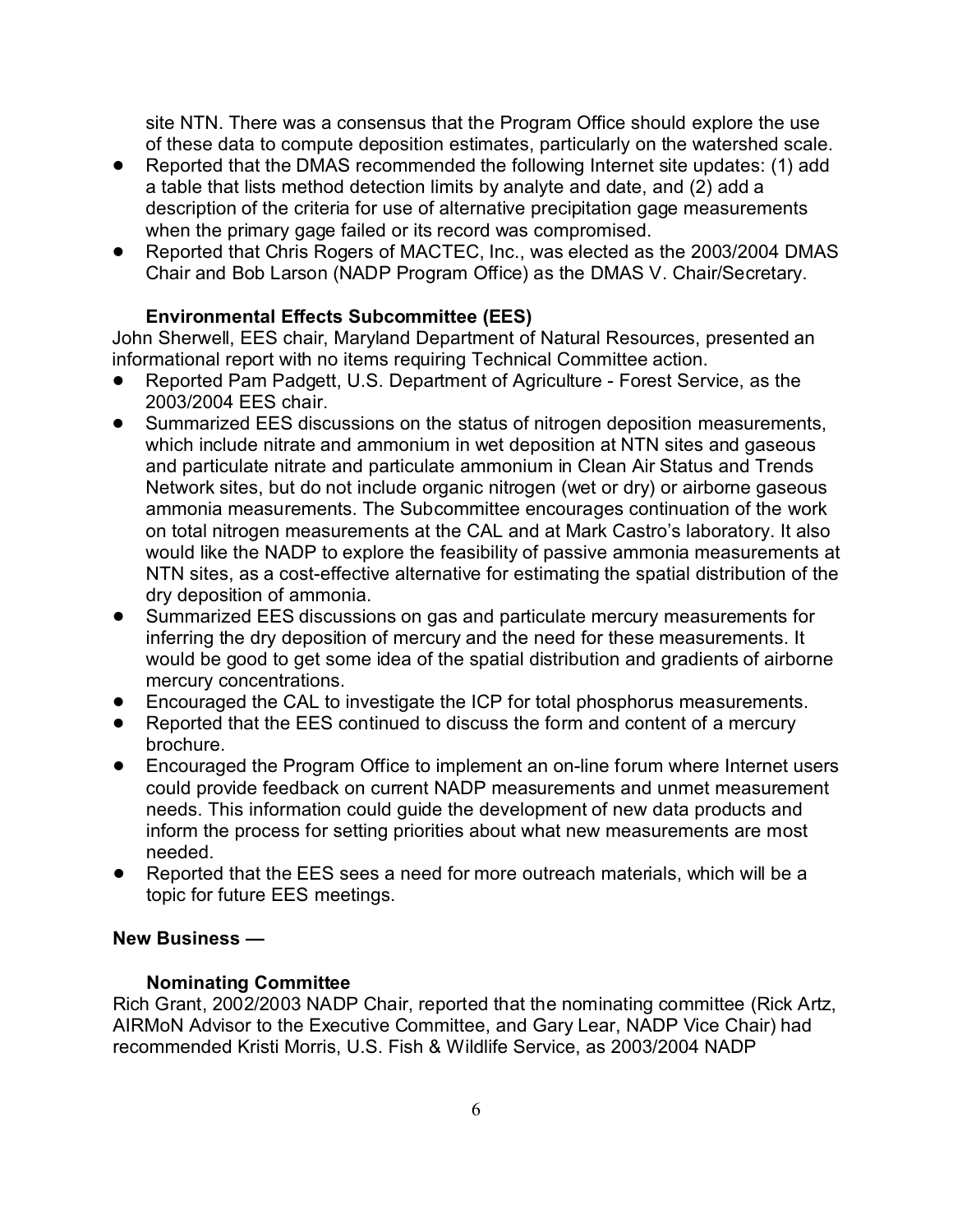site NTN. There was a consensus that the Program Office should explore the use of these data to compute deposition estimates, particularly on the watershed scale.

- Reported that the DMAS recommended the following Internet site updates: (1) add a table that lists method detection limits by analyte and date, and (2) add a description of the criteria for use of alternative precipitation gage measurements when the primary gage failed or its record was compromised.
- Reported that Chris Rogers of MACTEC, Inc., was elected as the 2003/2004 DMAS Chair and Bob Larson (NADP Program Office) as the DMAS V. Chair/Secretary.

**Environmental Effects Subcommittee (EES)**

John Sherwell, EES chair, Maryland Department of Natural Resources, presented an informational report with no items requiring Technical Committee action.

- Reported Pam Padgett, U.S. Department of Agriculture - Forest Service, as the 2003/2004 EES chair.
- Summarized EES discussions on the status of nitrogen deposition measurements, which include nitrate and ammonium in wet deposition at NTN sites and gaseous and particulate nitrate and particulate ammonium in Clean Air Status and Trends Network sites, but do not include organic nitrogen (wet or dry) or airborne gaseous ammonia measurements. The Subcommittee encourages continuation of the work on total nitrogen measurements at the CAL and at Mark Castro's laboratory. It also would like the NADP to explore the feasibility of passive ammonia measurements at NTN sites, as a cost-effective alternative for estimating the spatial distribution of the dry deposition of ammonia.
- Summarized EES discussions on gas and particulate mercury measurements for inferring the dry deposition of mercury and the need for these measurements. It would be good to get some idea of the spatial distribution and gradients of airborne mercury concentrations.
- Encouraged the CAL to investigate the ICP for total phosphorus measurements.
- Reported that the EES continued to discuss the form and content of a mercury brochure.
- Encouraged the Program Office to implement an on-line forum where Internet users could provide feedback on current NADP measurements and unmet measurement needs. This information could guide the development of new data products and inform the process for setting priorities about what new measurements are most needed.
- Reported that the EES sees a need for more outreach materials, which will be a topic for future EES meetings.

**New Business —**

**Nominating Committee**

Rich Grant, 2002/2003 NADP Chair, reported that the nominating committee (Rick Artz, AIRMoN Advisor to the Executive Committee, and Gary Lear, NADP Vice Chair) had recommended Kristi Morris, U.S. Fish & Wildlife Service, as 2003/2004 NADP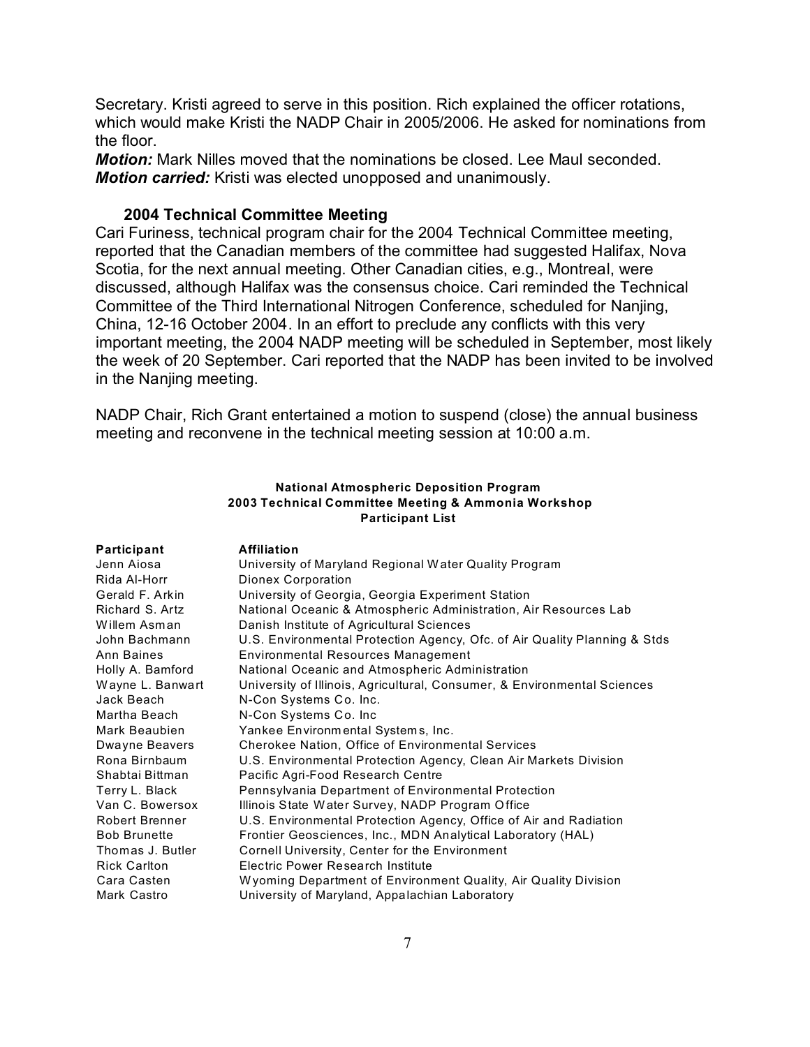Secretary. Kristi agreed to serve in this position. Rich explained the officer rotations, which would make Kristi the NADP Chair in 2005/2006. He asked for nominations from the floor.

***Motion:*** Mark Nilles moved that the nominations be closed. Lee Maul seconded.
***Motion carried:*** Kristi was elected unopposed and unanimously.

### 2004 Technical Committee Meeting

Cari Furiness, technical program chair for the 2004 Technical Committee meeting, reported that the Canadian members of the committee had suggested Halifax, Nova Scotia, for the next annual meeting. Other Canadian cities, e.g., Montreal, were discussed, although Halifax was the consensus choice. Cari reminded the Technical Committee of the Third International Nitrogen Conference, scheduled for Nanjing, China, 12-16 October 2004. In an effort to preclude any conflicts with this very important meeting, the 2004 NADP meeting will be scheduled in September, most likely the week of 20 September. Cari reported that the NADP has been invited to be involved in the Nanjing meeting.

NADP Chair, Rich Grant entertained a motion to suspend (close) the annual business meeting and reconvene in the technical meeting session at 10:00 a.m.

**National Atmospheric Deposition Program**
**2003 Technical Committee Meeting & Ammonia Workshop**
**Participant List**

| Participant | Affiliation |
|---|---|
| Jenn Aiosa | University of Maryland Regional Water Quality Program |
| Rida Al-Horr | Dionex Corporation |
| Gerald F. Arkin | University of Georgia, Georgia Experiment Station |
| Richard S. Artz | National Oceanic & Atmospheric Administration, Air Resources Lab |
| Willem Asman | Danish Institute of Agricultural Sciences |
| John Bachmann | U.S. Environmental Protection Agency, Ofc. of Air Quality Planning & Stds |
| Ann Baines | Environmental Resources Management |
| Holly A. Bamford | National Oceanic and Atmospheric Administration |
| Wayne L. Banwart | University of Illinois, Agricultural, Consumer, & Environmental Sciences |
| Jack Beach | N-Con Systems Co. Inc. |
| Martha Beach | N-Con Systems Co. Inc |
| Mark Beaubien | Yankee Environmental Systems, Inc. |
| Dwayne Beavers | Cherokee Nation, Office of Environmental Services |
| Rona Birnbaum | U.S. Environmental Protection Agency, Clean Air Markets Division |
| Shabtai Bittman | Pacific Agri-Food Research Centre |
| Terry L. Black | Pennsylvania Department of Environmental Protection |
| Van C. Bowersox | Illinois State Water Survey, NADP Program Office |
| Robert Brenner | U.S. Environmental Protection Agency, Office of Air and Radiation |
| Bob Brunette | Frontier Geosciences, Inc., MDN Analytical Laboratory (HAL) |
| Thomas J. Butler | Cornell University, Center for the Environment |
| Rick Carlton | Electric Power Research Institute |
| Cara Casten | Wyoming Department of Environment Quality, Air Quality Division |
| Mark Castro | University of Maryland, Appalachian Laboratory |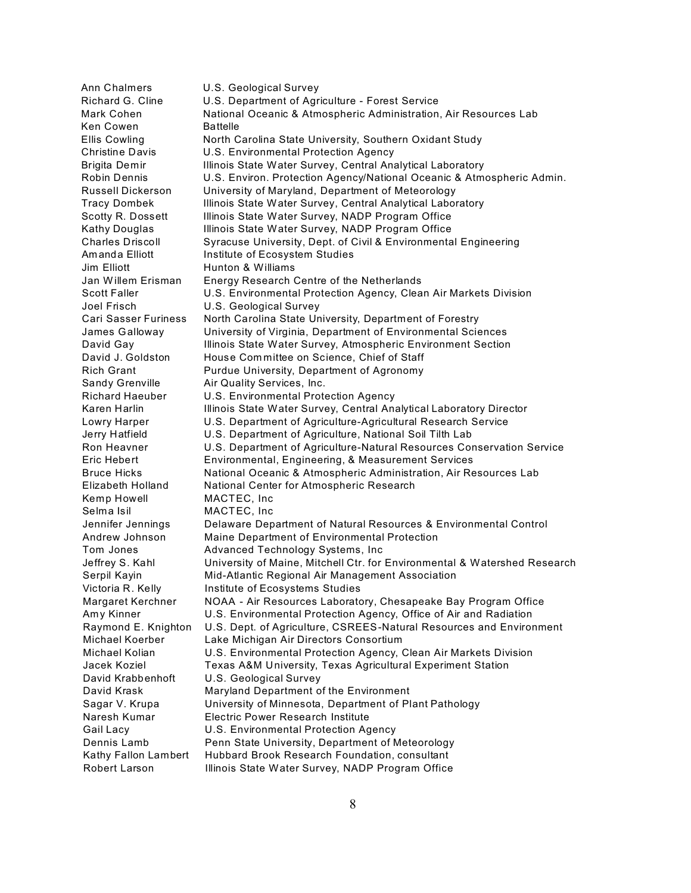| | |
|---|---|
| Ann Chalmers | U.S. Geological Survey |
| Richard G. Cline | U.S. Department of Agriculture - Forest Service |
| Mark Cohen | National Oceanic & Atmospheric Administration, Air Resources Lab |
| Ken Cowen | Battelle |
| Ellis Cowling | North Carolina State University, Southern Oxidant Study |
| Christine Davis | U.S. Environmental Protection Agency |
| Brigita Demir | Illinois State Water Survey, Central Analytical Laboratory |
| Robin Dennis | U.S. Environ. Protection Agency/National Oceanic & Atmospheric Admin. |
| Russell Dickerson | University of Maryland, Department of Meteorology |
| Tracy Dombek | Illinois State Water Survey, Central Analytical Laboratory |
| Scotty R. Dossett | Illinois State Water Survey, NADP Program Office |
| Kathy Douglas | Illinois State Water Survey, NADP Program Office |
| Charles Driscoll | Syracuse University, Dept. of Civil & Environmental Engineering |
| Amanda Elliott | Institute of Ecosystem Studies |
| Jim Elliott | Hunton & Williams |
| Jan Willem Erisman | Energy Research Centre of the Netherlands |
| Scott Faller | U.S. Environmental Protection Agency, Clean Air Markets Division |
| Joel Frisch | U.S. Geological Survey |
| Cari Sasser Furiness | North Carolina State University, Department of Forestry |
| James Galloway | University of Virginia, Department of Environmental Sciences |
| David Gay | Illinois State Water Survey, Atmospheric Environment Section |
| David J. Goldston | House Committee on Science, Chief of Staff |
| Rich Grant | Purdue University, Department of Agronomy |
| Sandy Grenville | Air Quality Services, Inc. |
| Richard Haeuber | U.S. Environmental Protection Agency |
| Karen Harlin | Illinois State Water Survey, Central Analytical Laboratory Director |
| Lowry Harper | U.S. Department of Agriculture-Agricultural Research Service |
| Jerry Hatfield | U.S. Department of Agriculture, National Soil Tilth Lab |
| Ron Heavner | U.S. Department of Agriculture-Natural Resources Conservation Service |
| Eric Hebert | Environmental, Engineering, & Measurement Services |
| Bruce Hicks | National Oceanic & Atmospheric Administration, Air Resources Lab |
| Elizabeth Holland | National Center for Atmospheric Research |
| Kemp Howell | MACTEC, Inc |
| Selma Isil | MACTEC, Inc |
| Jennifer Jennings | Delaware Department of Natural Resources & Environmental Control |
| Andrew Johnson | Maine Department of Environmental Protection |
| Tom Jones | Advanced Technology Systems, Inc |
| Jeffrey S. Kahl | University of Maine, Mitchell Ctr. for Environmental & Watershed Research |
| Serpil Kayin | Mid-Atlantic Regional Air Management Association |
| Victoria R. Kelly | Institute of Ecosystems Studies |
| Margaret Kerchner | NOAA - Air Resources Laboratory, Chesapeake Bay Program Office |
| Amy Kinner | U.S. Environmental Protection Agency, Office of Air and Radiation |
| Raymond E. Knighton | U.S. Dept. of Agriculture, CSREES-Natural Resources and Environment |
| Michael Koerber | Lake Michigan Air Directors Consortium |
| Michael Kolian | U.S. Environmental Protection Agency, Clean Air Markets Division |
| Jacek Koziel | Texas A&M University, Texas Agricultural Experiment Station |
| David Krabbenhoft | U.S. Geological Survey |
| David Krask | Maryland Department of the Environment |
| Sagar V. Krupa | University of Minnesota, Department of Plant Pathology |
| Naresh Kumar | Electric Power Research Institute |
| Gail Lacy | U.S. Environmental Protection Agency |
| Dennis Lamb | Penn State University, Department of Meteorology |
| Kathy Fallon Lambert | Hubbard Brook Research Foundation, consultant |
| Robert Larson | Illinois State Water Survey, NADP Program Office |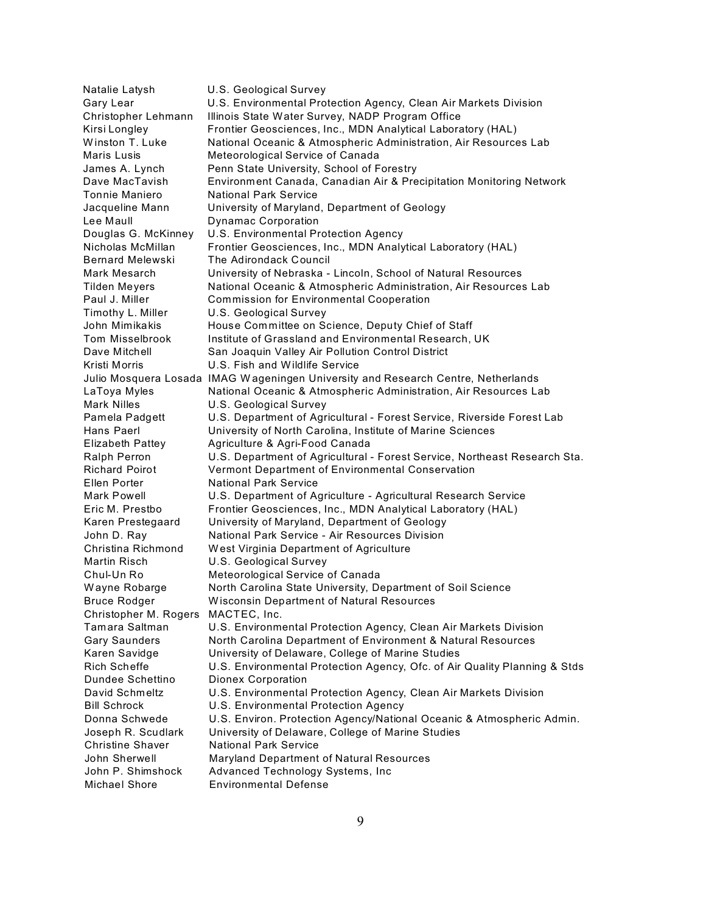| | |
|---|---|
| Natalie Latysh | U.S. Geological Survey |
| Gary Lear | U.S. Environmental Protection Agency, Clean Air Markets Division |
| Christopher Lehmann | Illinois State Water Survey, NADP Program Office |
| Kirsi Longley | Frontier Geosciences, Inc., MDN Analytical Laboratory (HAL) |
| Winston T. Luke | National Oceanic & Atmospheric Administration, Air Resources Lab |
| Maris Lusis | Meteorological Service of Canada |
| James A. Lynch | Penn State University, School of Forestry |
| Dave MacTavish | Environment Canada, Canadian Air & Precipitation Monitoring Network |
| Tonnie Maniero | National Park Service |
| Jacqueline Mann | University of Maryland, Department of Geology |
| Lee Maull | Dynamac Corporation |
| Douglas G. McKinney | U.S. Environmental Protection Agency |
| Nicholas McMillan | Frontier Geosciences, Inc., MDN Analytical Laboratory (HAL) |
| Bernard Melewski | The Adirondack Council |
| Mark Mesarch | University of Nebraska - Lincoln, School of Natural Resources |
| Tilden Meyers | National Oceanic & Atmospheric Administration, Air Resources Lab |
| Paul J. Miller | Commission for Environmental Cooperation |
| Timothy L. Miller | U.S. Geological Survey |
| John Mimikakis | House Committee on Science, Deputy Chief of Staff |
| Tom Misselbrook | Institute of Grassland and Environmental Research, UK |
| Dave Mitchell | San Joaquin Valley Air Pollution Control District |
| Kristi Morris | U.S. Fish and Wildlife Service |
| Julio Mosquera Losada | IMAG Wageningen University and Research Centre, Netherlands |
| LaToya Myles | National Oceanic & Atmospheric Administration, Air Resources Lab |
| Mark Nilles | U.S. Geological Survey |
| Pamela Padgett | U.S. Department of Agricultural - Forest Service, Riverside Forest Lab |
| Hans Paerl | University of North Carolina, Institute of Marine Sciences |
| Elizabeth Pattey | Agriculture & Agri-Food Canada |
| Ralph Perron | U.S. Department of Agricultural - Forest Service, Northeast Research Sta. |
| Richard Poirot | Vermont Department of Environmental Conservation |
| Ellen Porter | National Park Service |
| Mark Powell | U.S. Department of Agriculture - Agricultural Research Service |
| Eric M. Prestbo | Frontier Geosciences, Inc., MDN Analytical Laboratory (HAL) |
| Karen Prestegaard | University of Maryland, Department of Geology |
| John D. Ray | National Park Service - Air Resources Division |
| Christina Richmond | West Virginia Department of Agriculture |
| Martin Risch | U.S. Geological Survey |
| Chul-Un Ro | Meteorological Service of Canada |
| Wayne Robarge | North Carolina State University, Department of Soil Science |
| Bruce Rodger | Wisconsin Department of Natural Resources |
| Christopher M. Rogers | MACTEC, Inc. |
| Tamara Saltman | U.S. Environmental Protection Agency, Clean Air Markets Division |
| Gary Saunders | North Carolina Department of Environment & Natural Resources |
| Karen Savidge | University of Delaware, College of Marine Studies |
| Rich Scheffe | U.S. Environmental Protection Agency, Ofc. of Air Quality Planning & Stds |
| Dundee Schettino | Dionex Corporation |
| David Schmeltz | U.S. Environmental Protection Agency, Clean Air Markets Division |
| Bill Schrock | U.S. Environmental Protection Agency |
| Donna Schwede | U.S. Environ. Protection Agency/National Oceanic & Atmospheric Admin. |
| Joseph R. Scudlark | University of Delaware, College of Marine Studies |
| Christine Shaver | National Park Service |
| John Sherwell | Maryland Department of Natural Resources |
| John P. Shimshock | Advanced Technology Systems, Inc |
| Michael Shore | Environmental Defense |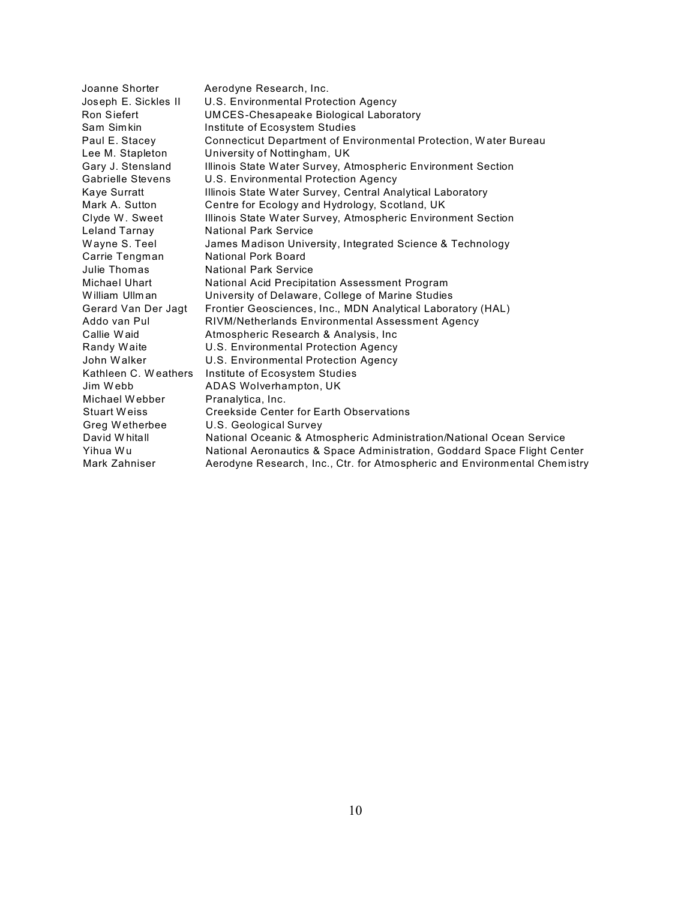| | |
|---|---|
| Joanne Shorter | Aerodyne Research, Inc. |
| Joseph E. Sickles II | U.S. Environmental Protection Agency |
| Ron Siefert | UMCES-Chesapeake Biological Laboratory |
| Sam Simkin | Institute of Ecosystem Studies |
| Paul E. Stacey | Connecticut Department of Environmental Protection, Water Bureau |
| Lee M. Stapleton | University of Nottingham, UK |
| Gary J. Stensland | Illinois State Water Survey, Atmospheric Environment Section |
| Gabrielle Stevens | U.S. Environmental Protection Agency |
| Kaye Surratt | Illinois State Water Survey, Central Analytical Laboratory |
| Mark A. Sutton | Centre for Ecology and Hydrology, Scotland, UK |
| Clyde W. Sweet | Illinois State Water Survey, Atmospheric Environment Section |
| Leland Tarnay | National Park Service |
| Wayne S. Teel | James Madison University, Integrated Science & Technology |
| Carrie Tengman | National Pork Board |
| Julie Thomas | National Park Service |
| Michael Uhart | National Acid Precipitation Assessment Program |
| William Ullman | University of Delaware, College of Marine Studies |
| Gerard Van Der Jagt | Frontier Geosciences, Inc., MDN Analytical Laboratory (HAL) |
| Addo van Pul | RIVM/Netherlands Environmental Assessment Agency |
| Callie Waid | Atmospheric Research & Analysis, Inc |
| Randy Waite | U.S. Environmental Protection Agency |
| John Walker | U.S. Environmental Protection Agency |
| Kathleen C. Weathers | Institute of Ecosystem Studies |
| Jim Webb | ADAS Wolverhampton, UK |
| Michael Webber | Pranalytica, Inc. |
| Stuart Weiss | Creekside Center for Earth Observations |
| Greg Wetherbee | U.S. Geological Survey |
| David Whitall | National Oceanic & Atmospheric Administration/National Ocean Service |
| Yihua Wu | National Aeronautics & Space Administration, Goddard Space Flight Center |
| Mark Zahniser | Aerodyne Research, Inc., Ctr. for Atmospheric and Environmental Chemistry |